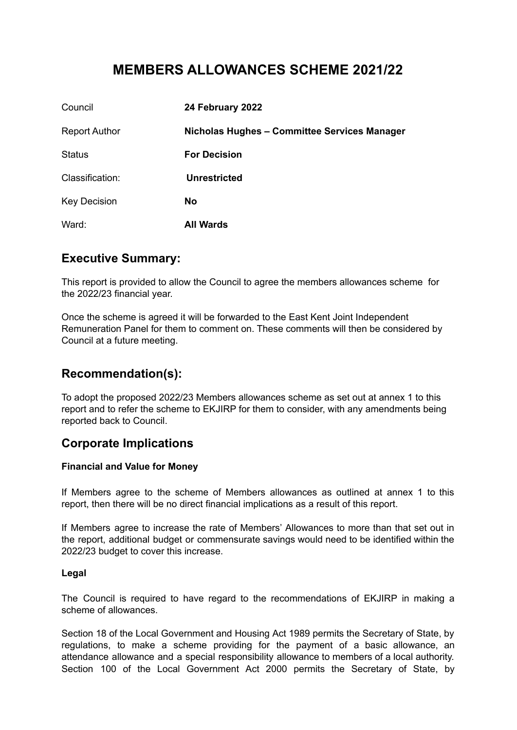# MEMBERS ALLOWANCES SCHEME 2021/22

| | |
|---|---|
| Council | **24 February 2022** |
| Report Author | **Nicholas Hughes – Committee Services Manager** |
| Status | **For Decision** |
| Classification: | **Unrestricted** |
| Key Decision | **No** |
| Ward: | **All Wards** |

## Executive Summary:

This report is provided to allow the Council to agree the members allowances scheme for the 2022/23 financial year.

Once the scheme is agreed it will be forwarded to the East Kent Joint Independent Remuneration Panel for them to comment on. These comments will then be considered by Council at a future meeting.

## Recommendation(s):

To adopt the proposed 2022/23 Members allowances scheme as set out at annex 1 to this report and to refer the scheme to EKJIRP for them to consider, with any amendments being reported back to Council.

## Corporate Implications

### Financial and Value for Money

If Members agree to the scheme of Members allowances as outlined at annex 1 to this report, then there will be no direct financial implications as a result of this report.

If Members agree to increase the rate of Members' Allowances to more than that set out in the report, additional budget or commensurate savings would need to be identified within the 2022/23 budget to cover this increase.

### Legal

The Council is required to have regard to the recommendations of EKJIRP in making a scheme of allowances.

Section 18 of the Local Government and Housing Act 1989 permits the Secretary of State, by regulations, to make a scheme providing for the payment of a basic allowance, an attendance allowance and a special responsibility allowance to members of a local authority. Section 100 of the Local Government Act 2000 permits the Secretary of State, by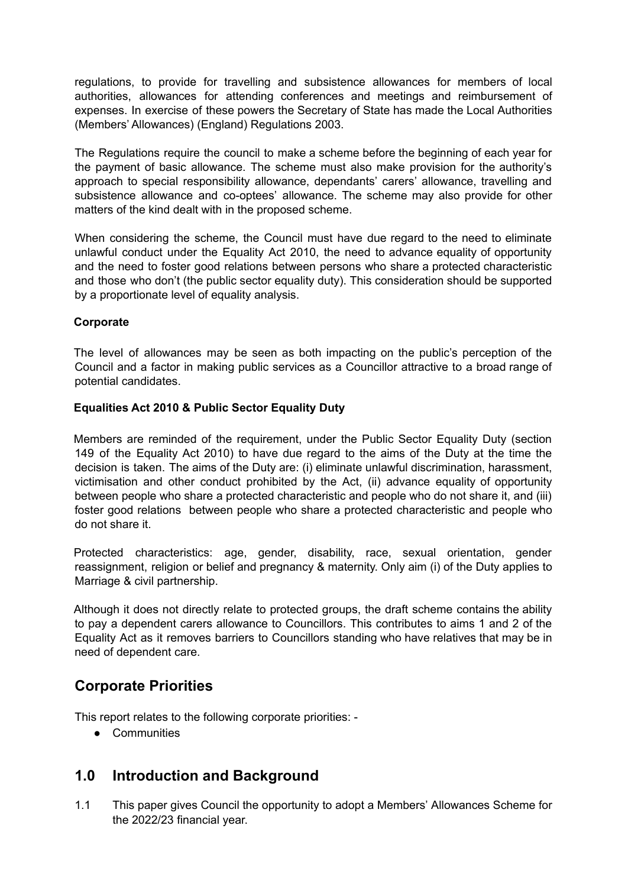regulations, to provide for travelling and subsistence allowances for members of local authorities, allowances for attending conferences and meetings and reimbursement of expenses. In exercise of these powers the Secretary of State has made the Local Authorities (Members' Allowances) (England) Regulations 2003.

The Regulations require the council to make a scheme before the beginning of each year for the payment of basic allowance. The scheme must also make provision for the authority's approach to special responsibility allowance, dependants' carers' allowance, travelling and subsistence allowance and co-optees' allowance. The scheme may also provide for other matters of the kind dealt with in the proposed scheme.

When considering the scheme, the Council must have due regard to the need to eliminate unlawful conduct under the Equality Act 2010, the need to advance equality of opportunity and the need to foster good relations between persons who share a protected characteristic and those who don't (the public sector equality duty). This consideration should be supported by a proportionate level of equality analysis.

**Corporate**

The level of allowances may be seen as both impacting on the public's perception of the Council and a factor in making public services as a Councillor attractive to a broad range of potential candidates.

**Equalities Act 2010 & Public Sector Equality Duty**

Members are reminded of the requirement, under the Public Sector Equality Duty (section 149 of the Equality Act 2010) to have due regard to the aims of the Duty at the time the decision is taken. The aims of the Duty are: (i) eliminate unlawful discrimination, harassment, victimisation and other conduct prohibited by the Act, (ii) advance equality of opportunity between people who share a protected characteristic and people who do not share it, and (iii) foster good relations between people who share a protected characteristic and people who do not share it.

Protected characteristics: age, gender, disability, race, sexual orientation, gender reassignment, religion or belief and pregnancy & maternity. Only aim (i) of the Duty applies to Marriage & civil partnership.

Although it does not directly relate to protected groups, the draft scheme contains the ability to pay a dependent carers allowance to Councillors. This contributes to aims 1 and 2 of the Equality Act as it removes barriers to Councillors standing who have relatives that may be in need of dependent care.

## Corporate Priorities

This report relates to the following corporate priorities: -

- Communities

## 1.0 Introduction and Background

1.1 This paper gives Council the opportunity to adopt a Members' Allowances Scheme for the 2022/23 financial year.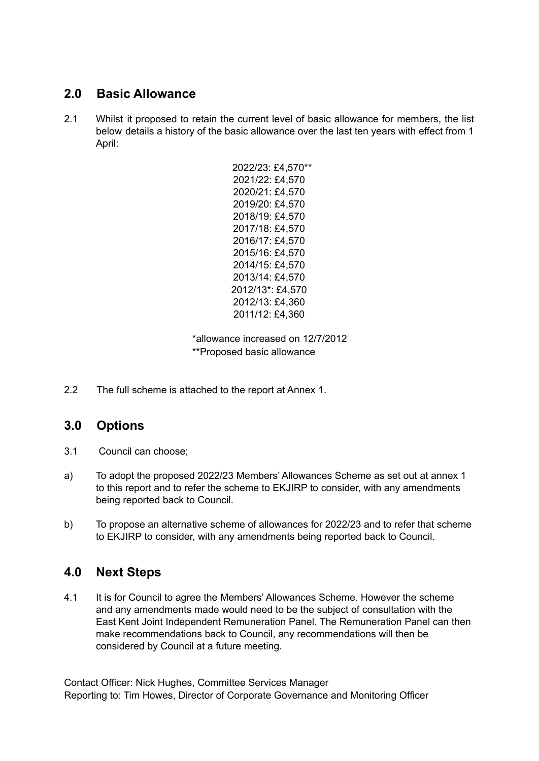## 2.0 Basic Allowance

2.1 Whilst it proposed to retain the current level of basic allowance for members, the list below details a history of the basic allowance over the last ten years with effect from 1 April:

2022/23: £4,570**
2021/22: £4,570
2020/21: £4,570
2019/20: £4,570
2018/19: £4,570
2017/18: £4,570
2016/17: £4,570
2015/16: £4,570
2014/15: £4,570
2013/14: £4,570
2012/13*: £4,570
2012/13: £4,360
2011/12: £4,360

*allowance increased on 12/7/2012
**Proposed basic allowance

2.2 The full scheme is attached to the report at Annex 1.

## 3.0 Options

3.1 Council can choose;

a) To adopt the proposed 2022/23 Members' Allowances Scheme as set out at annex 1 to this report and to refer the scheme to EKJIRP to consider, with any amendments being reported back to Council.

b) To propose an alternative scheme of allowances for 2022/23 and to refer that scheme to EKJIRP to consider, with any amendments being reported back to Council.

## 4.0 Next Steps

4.1 It is for Council to agree the Members' Allowances Scheme. However the scheme and any amendments made would need to be the subject of consultation with the East Kent Joint Independent Remuneration Panel. The Remuneration Panel can then make recommendations back to Council, any recommendations will then be considered by Council at a future meeting.

Contact Officer: Nick Hughes, Committee Services Manager
Reporting to: Tim Howes, Director of Corporate Governance and Monitoring Officer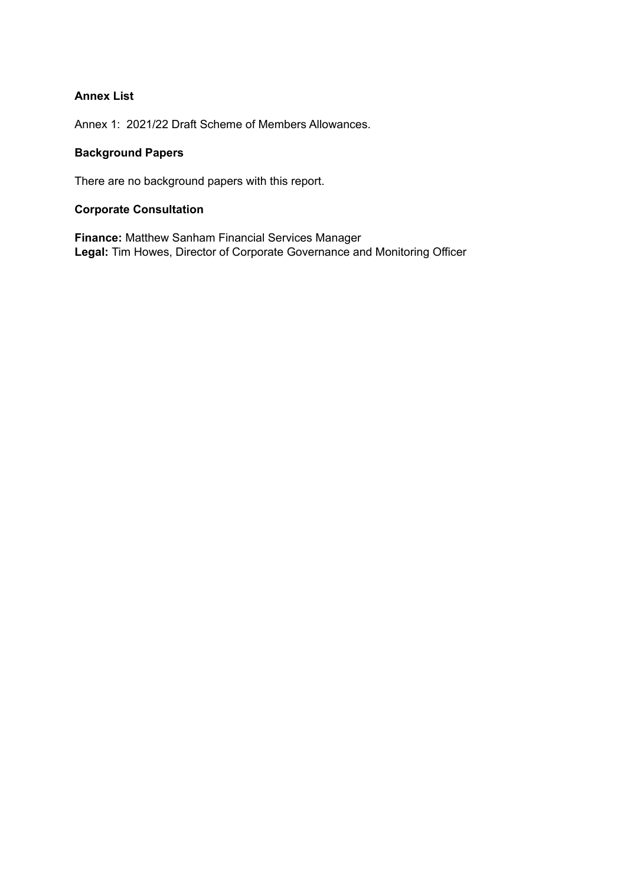**Annex List**

Annex 1: 2021/22 Draft Scheme of Members Allowances.

**Background Papers**

There are no background papers with this report.

**Corporate Consultation**

**Finance:** Matthew Sanham Financial Services Manager
**Legal:** Tim Howes, Director of Corporate Governance and Monitoring Officer